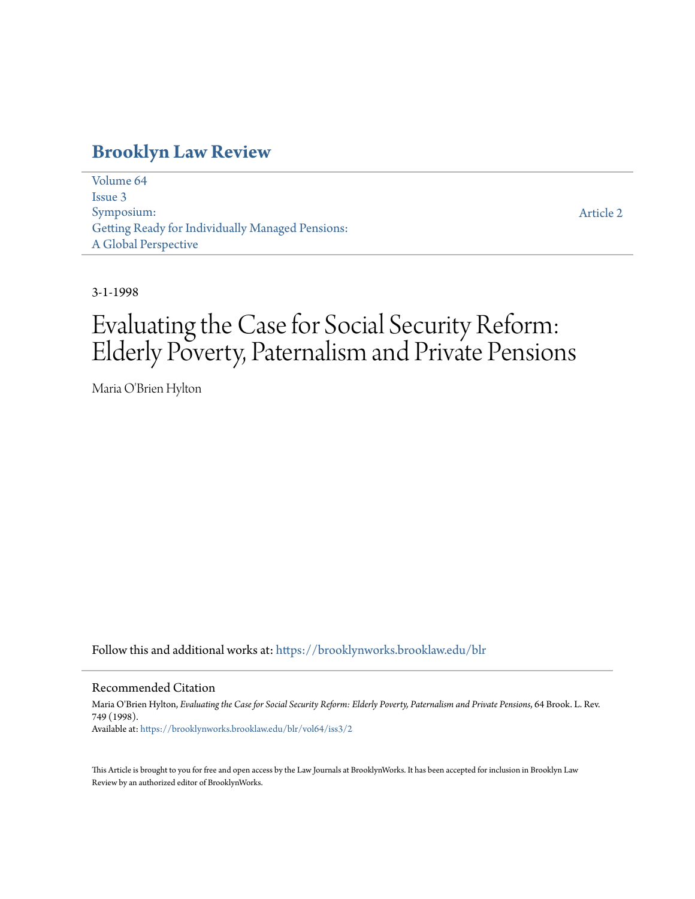# Brooklyn Law Review

Volume 64
Issue 3
Symposium:
Getting Ready for Individually Managed Pensions:
A Global Perspective

Article 2

3-1-1998

# Evaluating the Case for Social Security Reform: Elderly Poverty, Paternalism and Private Pensions

Maria O'Brien Hylton

Follow this and additional works at: https://brooklynworks.brooklaw.edu/blr

## Recommended Citation

Maria O'Brien Hylton, *Evaluating the Case for Social Security Reform: Elderly Poverty, Paternalism and Private Pensions,* 64 Brook. L. Rev. 749 (1998).
Available at: https://brooklynworks.brooklaw.edu/blr/vol64/iss3/2

This Article is brought to you for free and open access by the Law Journals at BrooklynWorks. It has been accepted for inclusion in Brooklyn Law Review by an authorized editor of BrooklynWorks.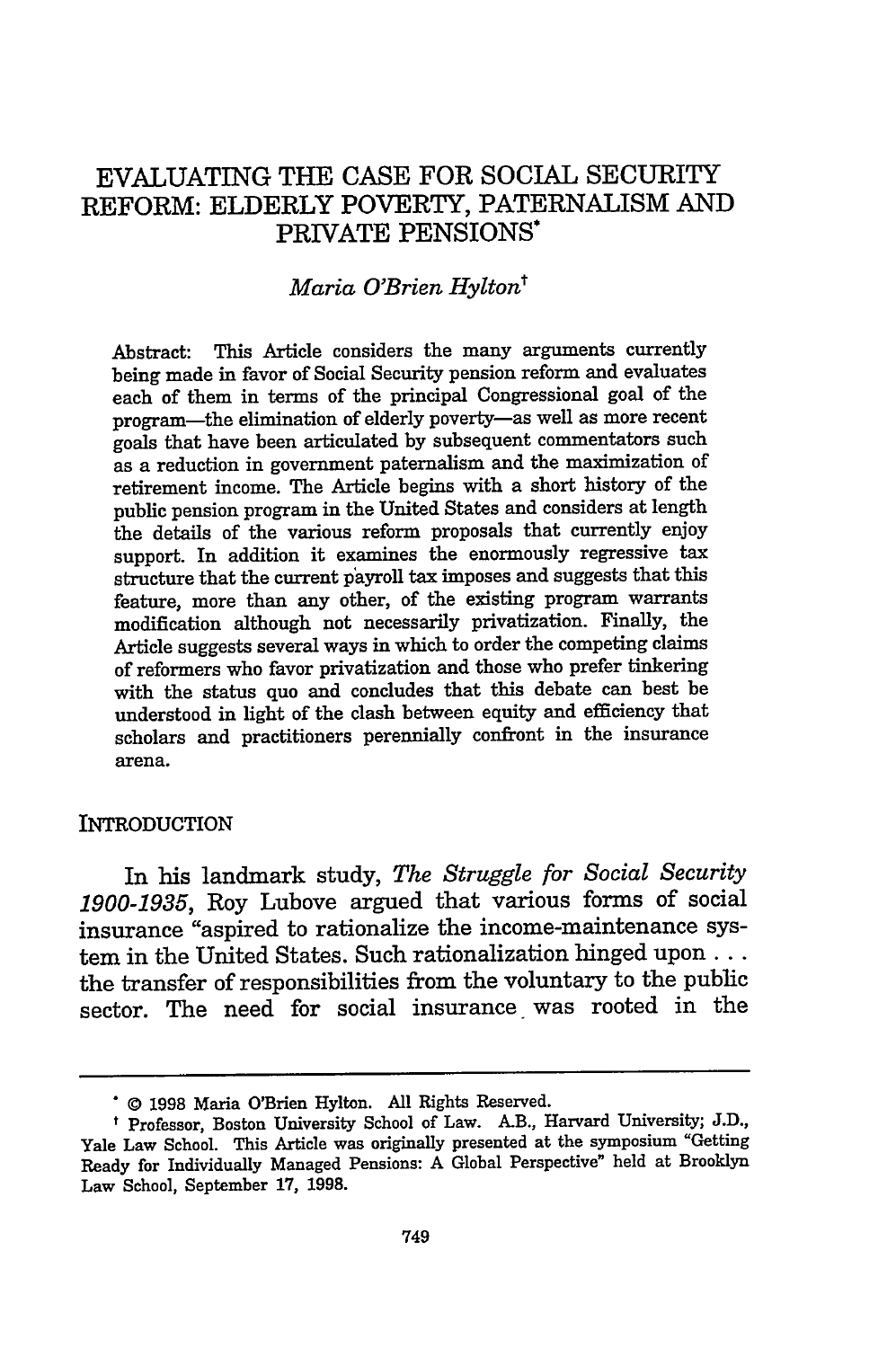# EVALUATING THE CASE FOR SOCIAL SECURITY REFORM: ELDERLY POVERTY, PATERNALISM AND PRIVATE PENSIONS*

*Maria O'Brien Hylton*†

Abstract: This Article considers the many arguments currently being made in favor of Social Security pension reform and evaluates each of them in terms of the principal Congressional goal of the program—the elimination of elderly poverty—as well as more recent goals that have been articulated by subsequent commentators such as a reduction in government paternalism and the maximization of retirement income. The Article begins with a short history of the public pension program in the United States and considers at length the details of the various reform proposals that currently enjoy support. In addition it examines the enormously regressive tax structure that the current payroll tax imposes and suggests that this feature, more than any other, of the existing program warrants modification although not necessarily privatization. Finally, the Article suggests several ways in which to order the competing claims of reformers who favor privatization and those who prefer tinkering with the status quo and concludes that this debate can best be understood in light of the clash between equity and efficiency that scholars and practitioners perennially confront in the insurance arena.

## INTRODUCTION

In his landmark study, *The Struggle for Social Security 1900-1935*, Roy Lubove argued that various forms of social insurance "aspired to rationalize the income-maintenance system in the United States. Such rationalization hinged upon . . . the transfer of responsibilities from the voluntary to the public sector. The need for social insurance was rooted in the

---

\* © 1998 Maria O'Brien Hylton. All Rights Reserved.

† Professor, Boston University School of Law. A.B., Harvard University; J.D., Yale Law School. This Article was originally presented at the symposium "Getting Ready for Individually Managed Pensions: A Global Perspective" held at Brooklyn Law School, September 17, 1998.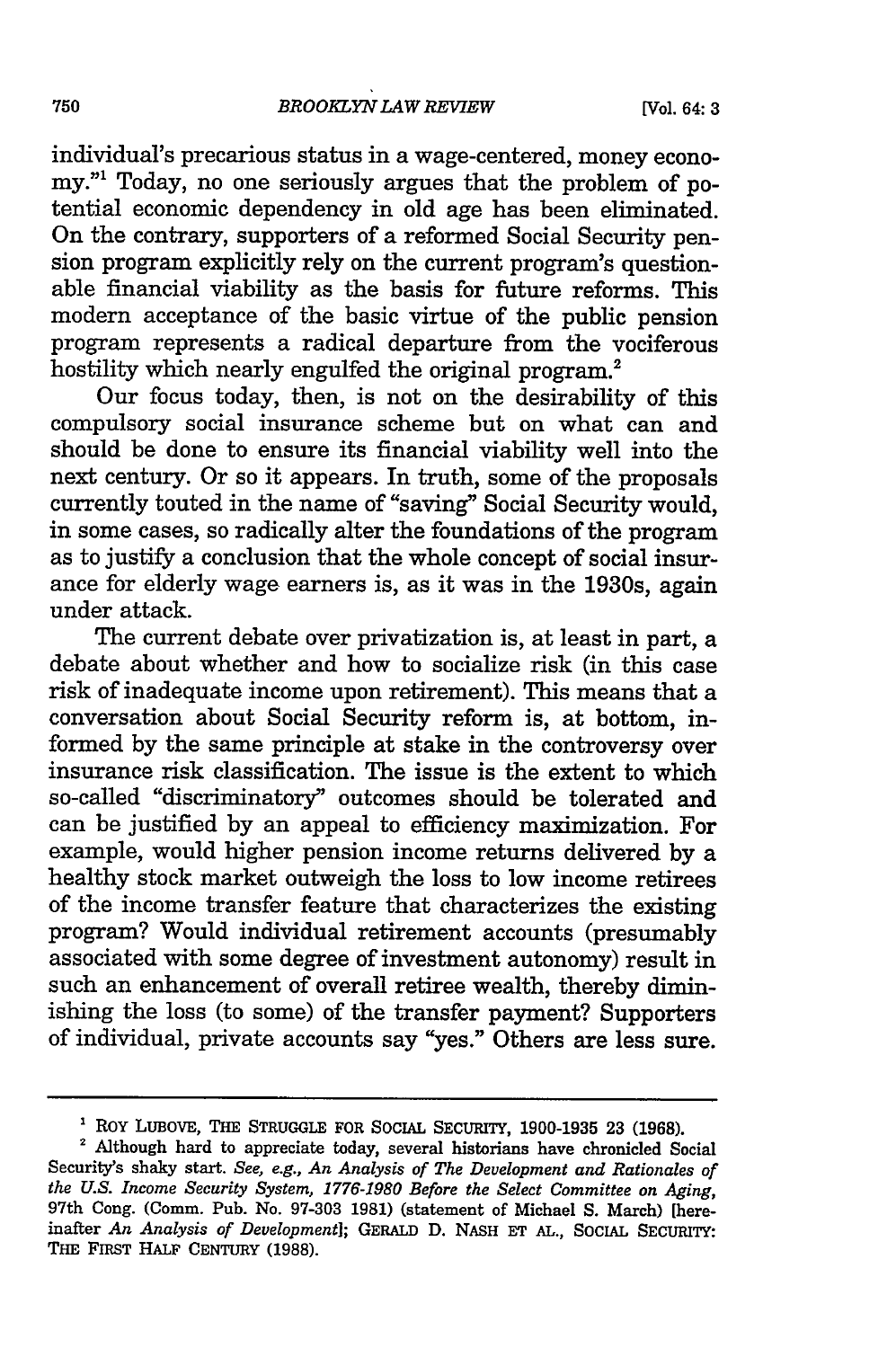individual's precarious status in a wage-centered, money economy."[1] Today, no one seriously argues that the problem of potential economic dependency in old age has been eliminated. On the contrary, supporters of a reformed Social Security pension program explicitly rely on the current program's questionable financial viability as the basis for future reforms. This modern acceptance of the basic virtue of the public pension program represents a radical departure from the vociferous hostility which nearly engulfed the original program.[2]

Our focus today, then, is not on the desirability of this compulsory social insurance scheme but on what can and should be done to ensure its financial viability well into the next century. Or so it appears. In truth, some of the proposals currently touted in the name of "saving" Social Security would, in some cases, so radically alter the foundations of the program as to justify a conclusion that the whole concept of social insurance for elderly wage earners is, as it was in the 1930s, again under attack.

The current debate over privatization is, at least in part, a debate about whether and how to socialize risk (in this case risk of inadequate income upon retirement). This means that a conversation about Social Security reform is, at bottom, informed by the same principle at stake in the controversy over insurance risk classification. The issue is the extent to which so-called "discriminatory" outcomes should be tolerated and can be justified by an appeal to efficiency maximization. For example, would higher pension income returns delivered by a healthy stock market outweigh the loss to low income retirees of the income transfer feature that characterizes the existing program? Would individual retirement accounts (presumably associated with some degree of investment autonomy) result in such an enhancement of overall retiree wealth, thereby diminishing the loss (to some) of the transfer payment? Supporters of individual, private accounts say "yes." Others are less sure.

---

[1] ROY LUBOVE, THE STRUGGLE FOR SOCIAL SECURITY, 1900-1935 23 (1968).

[2] Although hard to appreciate today, several historians have chronicled Social Security's shaky start. *See, e.g., An Analysis of The Development and Rationales of the U.S. Income Security System, 1776-1980 Before the Select Committee on Aging*, 97th Cong. (Comm. Pub. No. 97-303 1981) (statement of Michael S. March) [hereinafter *An Analysis of Development*]; GERALD D. NASH ET AL., SOCIAL SECURITY: THE FIRST HALF CENTURY (1988).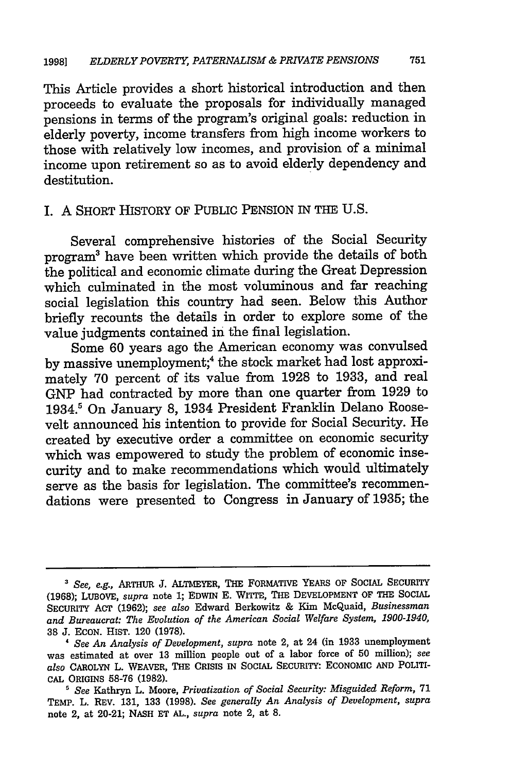This Article provides a short historical introduction and then proceeds to evaluate the proposals for individually managed pensions in terms of the program's original goals: reduction in elderly poverty, income transfers from high income workers to those with relatively low incomes, and provision of a minimal income upon retirement so as to avoid elderly dependency and destitution.

## I. A SHORT HISTORY OF PUBLIC PENSION IN THE U.S.

Several comprehensive histories of the Social Security program[3] have been written which provide the details of both the political and economic climate during the Great Depression which culminated in the most voluminous and far reaching social legislation this country had seen. Below this Author briefly recounts the details in order to explore some of the value judgments contained in the final legislation.

Some 60 years ago the American economy was convulsed by massive unemployment;[4] the stock market had lost approximately 70 percent of its value from 1928 to 1933, and real GNP had contracted by more than one quarter from 1929 to 1934.[5] On January 8, 1934 President Franklin Delano Roosevelt announced his intention to provide for Social Security. He created by executive order a committee on economic security which was empowered to study the problem of economic insecurity and to make recommendations which would ultimately serve as the basis for legislation. The committee's recommendations were presented to Congress in January of 1935; the

---

[3] *See, e.g.*, ARTHUR J. ALTMEYER, THE FORMATIVE YEARS OF SOCIAL SECURITY (1968); LUBOVE, *supra* note 1; EDWIN E. WITTE, THE DEVELOPMENT OF THE SOCIAL SECURITY ACT (1962); *see also* Edward Berkowitz & Kim McQuaid, *Businessman and Bureaucrat: The Evolution of the American Social Welfare System, 1900-1940*, 38 J. ECON. HIST. 120 (1978).

[4] *See An Analysis of Development*, *supra* note 2, at 24 (in 1933 unemployment was estimated at over 13 million people out of a labor force of 50 million); *see also* CAROLYN L. WEAVER, THE CRISIS IN SOCIAL SECURITY: ECONOMIC AND POLITICAL ORIGINS 58-76 (1982).

[5] *See* Kathryn L. Moore, *Privatization of Social Security: Misguided Reform*, 71 TEMP. L. REV. 131, 133 (1998). *See generally An Analysis of Development*, *supra* note 2, at 20-21; NASH ET AL., *supra* note 2, at 8.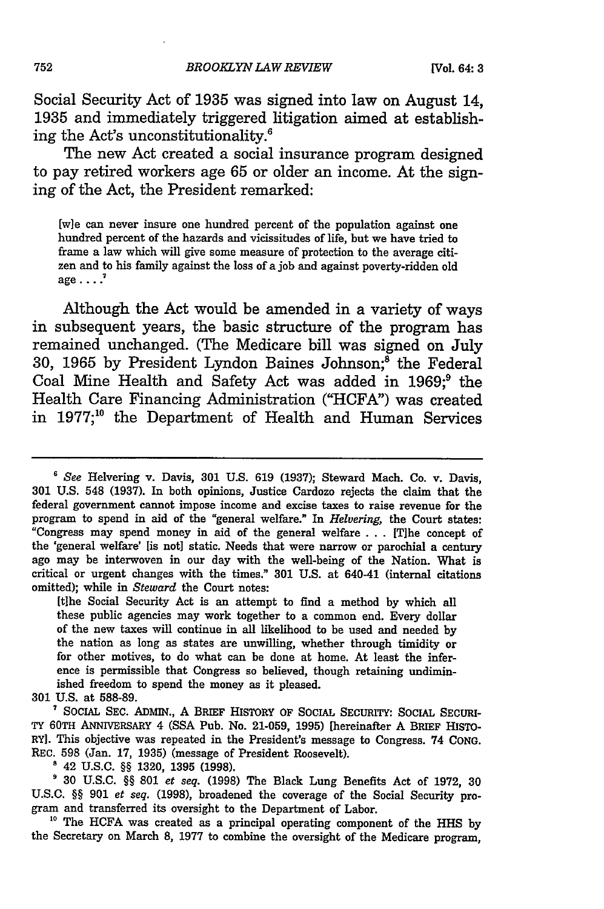Social Security Act of 1935 was signed into law on August 14, 1935 and immediately triggered litigation aimed at establishing the Act's unconstitutionality.[6]

The new Act created a social insurance program designed to pay retired workers age 65 or older an income. At the signing of the Act, the President remarked:

> [w]e can never insure one hundred percent of the population against one hundred percent of the hazards and vicissitudes of life, but we have tried to frame a law which will give some measure of protection to the average citizen and to his family against the loss of a job and against poverty-ridden old age . . . .[7]

Although the Act would be amended in a variety of ways in subsequent years, the basic structure of the program has remained unchanged. (The Medicare bill was signed on July 30, 1965 by President Lyndon Baines Johnson;[8] the Federal Coal Mine Health and Safety Act was added in 1969;[9] the Health Care Financing Administration ("HCFA") was created in 1977;[10] the Department of Health and Human Services

---

[6] *See* Helvering v. Davis, 301 U.S. 619 (1937); Steward Mach. Co. v. Davis, 301 U.S. 548 (1937). In both opinions, Justice Cardozo rejects the claim that the federal government cannot impose income and excise taxes to raise revenue for the program to spend in aid of the "general welfare." In *Helvering*, the Court states: "Congress may spend money in aid of the general welfare . . . [T]he concept of the 'general welfare' [is not] static. Needs that were narrow or parochial a century ago may be interwoven in our day with the well-being of the Nation. What is critical or urgent changes with the times." 301 U.S. at 640-41 (internal citations omitted); while in *Steward* the Court notes:

> [t]he Social Security Act is an attempt to find a method by which all these public agencies may work together to a common end. Every dollar of the new taxes will continue in all likelihood to be used and needed by the nation as long as states are unwilling, whether through timidity or for other motives, to do what can be done at home. At least the inference is permissible that Congress so believed, though retaining undiminished freedom to spend the money as it pleased.

301 U.S. at 588-89.

[7] SOCIAL SEC. ADMIN., A BRIEF HISTORY OF SOCIAL SECURITY: SOCIAL SECURITY 60TH ANNIVERSARY 4 (SSA Pub. No. 21-059, 1995) [hereinafter A BRIEF HISTORY]. This objective was repeated in the President's message to Congress. 74 CONG. REC. 598 (Jan. 17, 1935) (message of President Roosevelt).

[8] 42 U.S.C. §§ 1320, 1395 (1998).

[9] 30 U.S.C. §§ 801 *et seq.* (1998) The Black Lung Benefits Act of 1972, 30 U.S.C. §§ 901 *et seq.* (1998), broadened the coverage of the Social Security program and transferred its oversight to the Department of Labor.

[10] The HCFA was created as a principal operating component of the HHS by the Secretary on March 8, 1977 to combine the oversight of the Medicare program,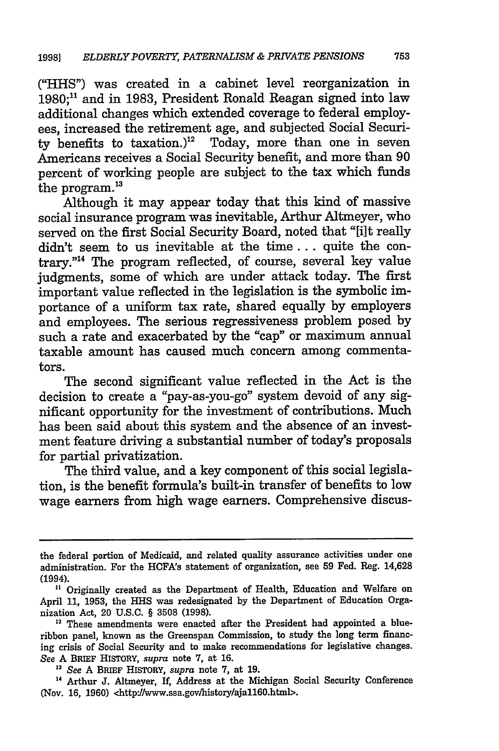("HHS") was created in a cabinet level reorganization in 1980;[11] and in 1983, President Ronald Reagan signed into law additional changes which extended coverage to federal employees, increased the retirement age, and subjected Social Security benefits to taxation.)[12] Today, more than one in seven Americans receives a Social Security benefit, and more than 90 percent of working people are subject to the tax which funds the program.[13]

Although it may appear today that this kind of massive social insurance program was inevitable, Arthur Altmeyer, who served on the first Social Security Board, noted that "[i]t really didn't seem to us inevitable at the time . . . quite the contrary."[14] The program reflected, of course, several key value judgments, some of which are under attack today. The first important value reflected in the legislation is the symbolic importance of a uniform tax rate, shared equally by employers and employees. The serious regressiveness problem posed by such a rate and exacerbated by the "cap" or maximum annual taxable amount has caused much concern among commentators.

The second significant value reflected in the Act is the decision to create a "pay-as-you-go" system devoid of any significant opportunity for the investment of contributions. Much has been said about this system and the absence of an investment feature driving a substantial number of today's proposals for partial privatization.

The third value, and a key component of this social legislation, is the benefit formula's built-in transfer of benefits to low wage earners from high wage earners. Comprehensive discus-

---

the federal portion of Medicaid, and related quality assurance activities under one administration. For the HCFA's statement of organization, see 59 Fed. Reg. 14,628 (1994).

[11] Originally created as the Department of Health, Education and Welfare on April 11, 1953, the HHS was redesignated by the Department of Education Organization Act, 20 U.S.C. § 3508 (1998).

[12] These amendments were enacted after the President had appointed a blue-ribbon panel, known as the Greenspan Commission, to study the long term financing crisis of Social Security and to make recommendations for legislative changes. *See* A BRIEF HISTORY, *supra* note 7, at 16.

[13] *See* A BRIEF HISTORY, *supra* note 7, at 19.

[14] Arthur J. Altmeyer, If, Address at the Michigan Social Security Conference (Nov. 16, 1960) <http://www.ssa.gov/history/ajal160.html>.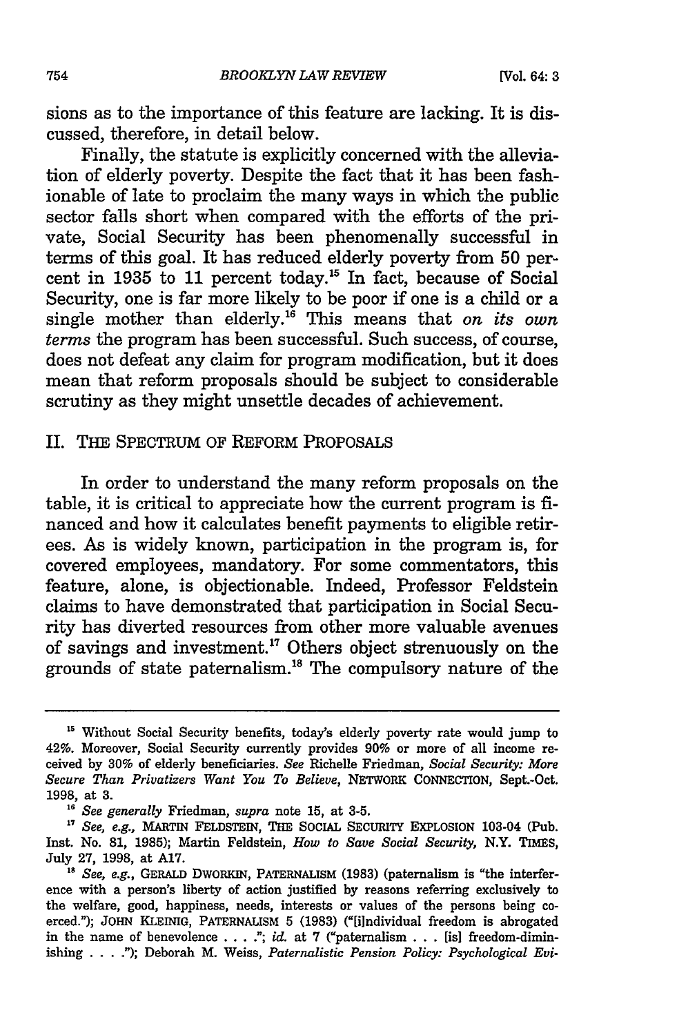sions as to the importance of this feature are lacking. It is discussed, therefore, in detail below.

Finally, the statute is explicitly concerned with the alleviation of elderly poverty. Despite the fact that it has been fashionable of late to proclaim the many ways in which the public sector falls short when compared with the efforts of the private, Social Security has been phenomenally successful in terms of this goal. It has reduced elderly poverty from 50 percent in 1935 to 11 percent today.[15] In fact, because of Social Security, one is far more likely to be poor if one is a child or a single mother than elderly.[16] This means that *on its own terms* the program has been successful. Such success, of course, does not defeat any claim for program modification, but it does mean that reform proposals should be subject to considerable scrutiny as they might unsettle decades of achievement.

## II. THE SPECTRUM OF REFORM PROPOSALS

In order to understand the many reform proposals on the table, it is critical to appreciate how the current program is financed and how it calculates benefit payments to eligible retirees. As is widely known, participation in the program is, for covered employees, mandatory. For some commentators, this feature, alone, is objectionable. Indeed, Professor Feldstein claims to have demonstrated that participation in Social Security has diverted resources from other more valuable avenues of savings and investment.[17] Others object strenuously on the grounds of state paternalism.[18] The compulsory nature of the

---

[15] Without Social Security benefits, today's elderly poverty rate would jump to 42%. Moreover, Social Security currently provides 90% or more of all income received by 30% of elderly beneficiaries. *See* Richelle Friedman, *Social Security: More Secure Than Privatizers Want You To Believe*, NETWORK CONNECTION, Sept.-Oct. 1998, at 3.

[16] *See generally* Friedman, *supra* note 15, at 3-5.

[17] *See, e.g.*, MARTIN FELDSTEIN, THE SOCIAL SECURITY EXPLOSION 103-04 (Pub. Inst. No. 81, 1985); Martin Feldstein, *How to Save Social Security*, N.Y. TIMES, July 27, 1998, at A17.

[18] *See, e.g.*, GERALD DWORKIN, PATERNALISM (1983) (paternalism is "the interference with a person's liberty of action justified by reasons referring exclusively to the welfare, good, happiness, needs, interests or values of the persons being coerced."); JOHN KLEINIG, PATERNALISM 5 (1983) ("[i]ndividual freedom is abrogated in the name of benevolence . . . ."; *id.* at 7 ("paternalism . . . [is] freedom-diminishing . . . ."); Deborah M. Weiss, *Paternalistic Pension Policy: Psychological Evi-*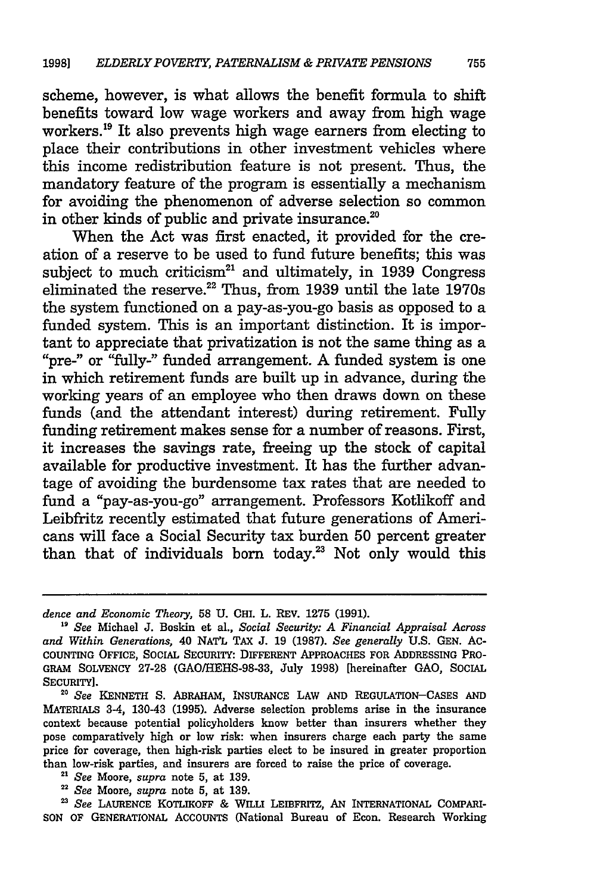scheme, however, is what allows the benefit formula to shift benefits toward low wage workers and away from high wage workers.[19] It also prevents high wage earners from electing to place their contributions in other investment vehicles where this income redistribution feature is not present. Thus, the mandatory feature of the program is essentially a mechanism for avoiding the phenomenon of adverse selection so common in other kinds of public and private insurance.[20]

When the Act was first enacted, it provided for the creation of a reserve to be used to fund future benefits; this was subject to much criticism[21] and ultimately, in 1939 Congress eliminated the reserve.[22] Thus, from 1939 until the late 1970s the system functioned on a pay-as-you-go basis as opposed to a funded system. This is an important distinction. It is important to appreciate that privatization is not the same thing as a "pre-" or "fully-" funded arrangement. A funded system is one in which retirement funds are built up in advance, during the working years of an employee who then draws down on these funds (and the attendant interest) during retirement. Fully funding retirement makes sense for a number of reasons. First, it increases the savings rate, freeing up the stock of capital available for productive investment. It has the further advantage of avoiding the burdensome tax rates that are needed to fund a "pay-as-you-go" arrangement. Professors Kotlikoff and Leibfritz recently estimated that future generations of Americans will face a Social Security tax burden 50 percent greater than that of individuals born today.[23] Not only would this

---

*dence and Economic Theory*, 58 U. CHI. L. REV. 1275 (1991).

[19] *See* Michael J. Boskin et al., *Social Security: A Financial Appraisal Across and Within Generations*, 40 NAT'L TAX J. 19 (1987). *See generally* U.S. GEN. ACCOUNTING OFFICE, SOCIAL SECURITY: DIFFERENT APPROACHES FOR ADDRESSING PROGRAM SOLVENCY 27-28 (GAO/HEHS-98-33, July 1998) [hereinafter GAO, SOCIAL SECURITY].

[20] *See* KENNETH S. ABRAHAM, INSURANCE LAW AND REGULATION–CASES AND MATERIALS 3-4, 130-43 (1995). Adverse selection problems arise in the insurance context because potential policyholders know better than insurers whether they pose comparatively high or low risk: when insurers charge each party the same price for coverage, then high-risk parties elect to be insured in greater proportion than low-risk parties, and insurers are forced to raise the price of coverage.

[21] *See* Moore, *supra* note 5, at 139.

[22] *See* Moore, *supra* note 5, at 139.

[23] *See* LAURENCE KOTLIKOFF & WILLI LEIBFRITZ, AN INTERNATIONAL COMPARISON OF GENERATIONAL ACCOUNTS (National Bureau of Econ. Research Working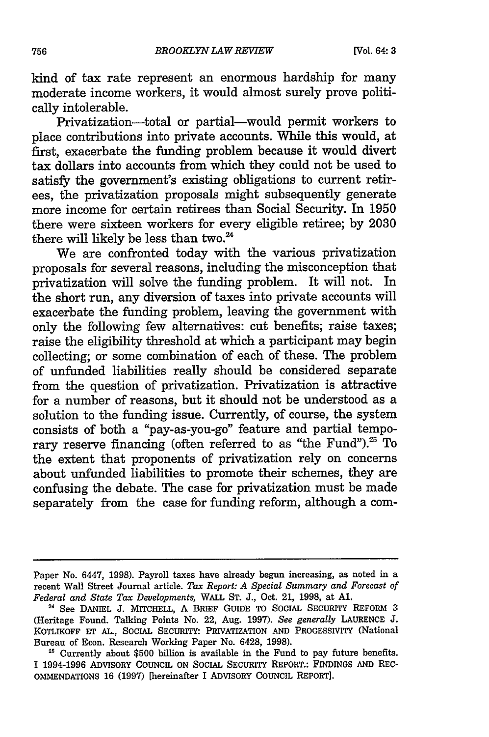kind of tax rate represent an enormous hardship for many moderate income workers, it would almost surely prove politically intolerable.

Privatization—total or partial—would permit workers to place contributions into private accounts. While this would, at first, exacerbate the funding problem because it would divert tax dollars into accounts from which they could not be used to satisfy the government's existing obligations to current retirees, the privatization proposals might subsequently generate more income for certain retirees than Social Security. In 1950 there were sixteen workers for every eligible retiree; by 2030 there will likely be less than two.[24]

We are confronted today with the various privatization proposals for several reasons, including the misconception that privatization will solve the funding problem. It will not. In the short run, any diversion of taxes into private accounts will exacerbate the funding problem, leaving the government with only the following few alternatives: cut benefits; raise taxes; raise the eligibility threshold at which a participant may begin collecting; or some combination of each of these. The problem of unfunded liabilities really should be considered separate from the question of privatization. Privatization is attractive for a number of reasons, but it should not be understood as a solution to the funding issue. Currently, of course, the system consists of both a "pay-as-you-go" feature and partial temporary reserve financing (often referred to as "the Fund").[25] To the extent that proponents of privatization rely on concerns about unfunded liabilities to promote their schemes, they are confusing the debate. The case for privatization must be made separately from the case for funding reform, although a com-

---

Paper No. 6447, 1998). Payroll taxes have already begun increasing, as noted in a recent Wall Street Journal article. *Tax Report: A Special Summary and Forecast of Federal and State Tax Developments*, WALL ST. J., Oct. 21, 1998, at A1.

[24] See DANIEL J. MITCHELL, A BRIEF GUIDE TO SOCIAL SECURITY REFORM 3 (Heritage Found. Talking Points No. 22, Aug. 1997). *See generally* LAURENCE J. KOTLIKOFF ET AL., SOCIAL SECURITY: PRIVATIZATION AND PROGESSIVITY (National Bureau of Econ. Research Working Paper No. 6428, 1998).

[25] Currently about $500 billion is available in the Fund to pay future benefits. I 1994-1996 ADVISORY COUNCIL ON SOCIAL SECURITY REPORT.: FINDINGS AND RECOMMENDATIONS 16 (1997) [hereinafter I ADVISORY COUNCIL REPORT].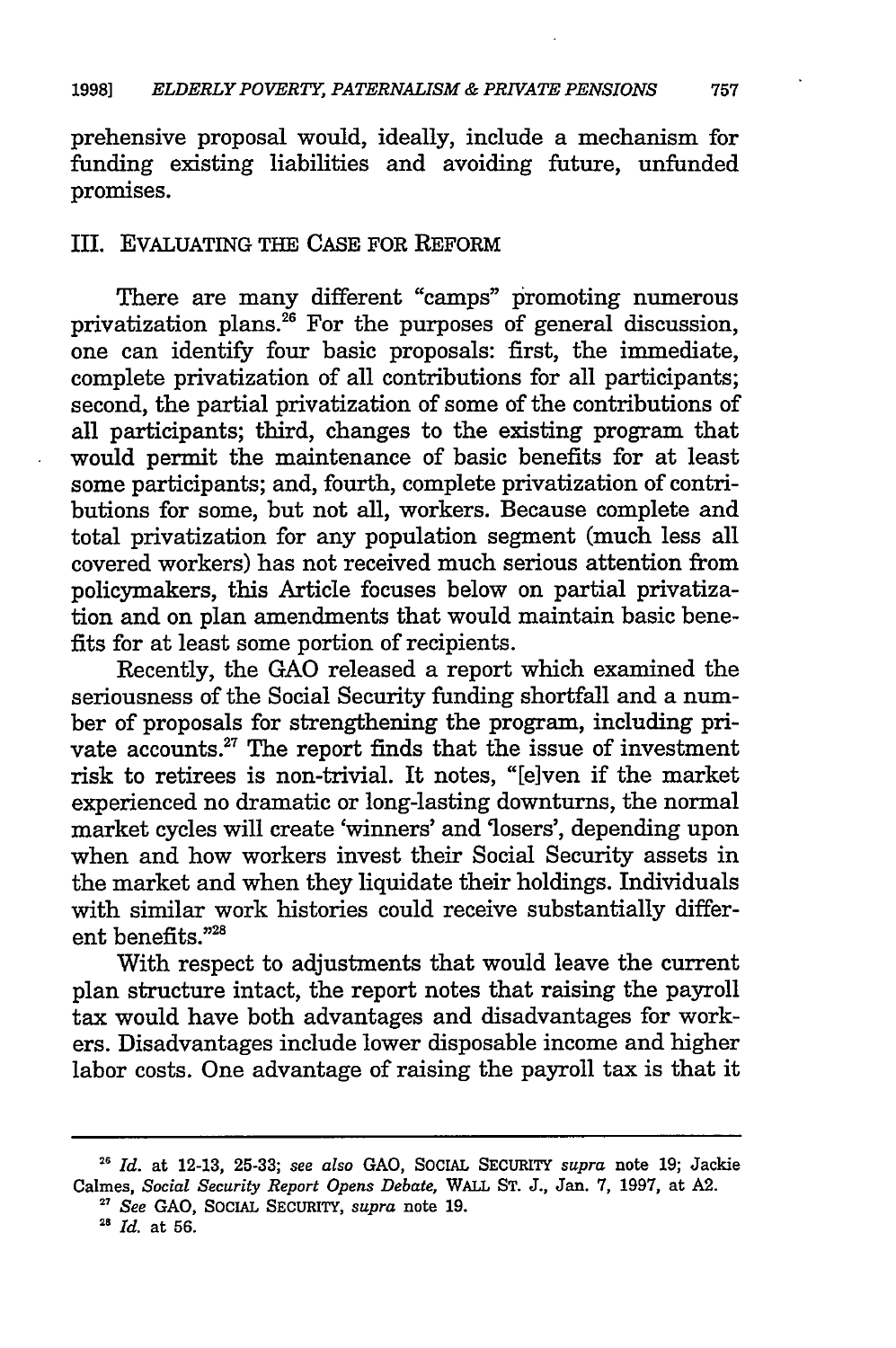prehensive proposal would, ideally, include a mechanism for funding existing liabilities and avoiding future, unfunded promises.

## III. EVALUATING THE CASE FOR REFORM

There are many different "camps" promoting numerous privatization plans.[26] For the purposes of general discussion, one can identify four basic proposals: first, the immediate, complete privatization of all contributions for all participants; second, the partial privatization of some of the contributions of all participants; third, changes to the existing program that would permit the maintenance of basic benefits for at least some participants; and, fourth, complete privatization of contributions for some, but not all, workers. Because complete and total privatization for any population segment (much less all covered workers) has not received much serious attention from policymakers, this Article focuses below on partial privatization and on plan amendments that would maintain basic benefits for at least some portion of recipients.

Recently, the GAO released a report which examined the seriousness of the Social Security funding shortfall and a number of proposals for strengthening the program, including private accounts.[27] The report finds that the issue of investment risk to retirees is non-trivial. It notes, "[e]ven if the market experienced no dramatic or long-lasting downturns, the normal market cycles will create 'winners' and 'losers', depending upon when and how workers invest their Social Security assets in the market and when they liquidate their holdings. Individuals with similar work histories could receive substantially different benefits."[28]

With respect to adjustments that would leave the current plan structure intact, the report notes that raising the payroll tax would have both advantages and disadvantages for workers. Disadvantages include lower disposable income and higher labor costs. One advantage of raising the payroll tax is that it

---

[26] *Id.* at 12-13, 25-33; *see also* GAO, SOCIAL SECURITY *supra* note 19; Jackie Calmes, *Social Security Report Opens Debate*, WALL ST. J., Jan. 7, 1997, at A2.

[27] *See* GAO, SOCIAL SECURITY, *supra* note 19.

[28] *Id.* at 56.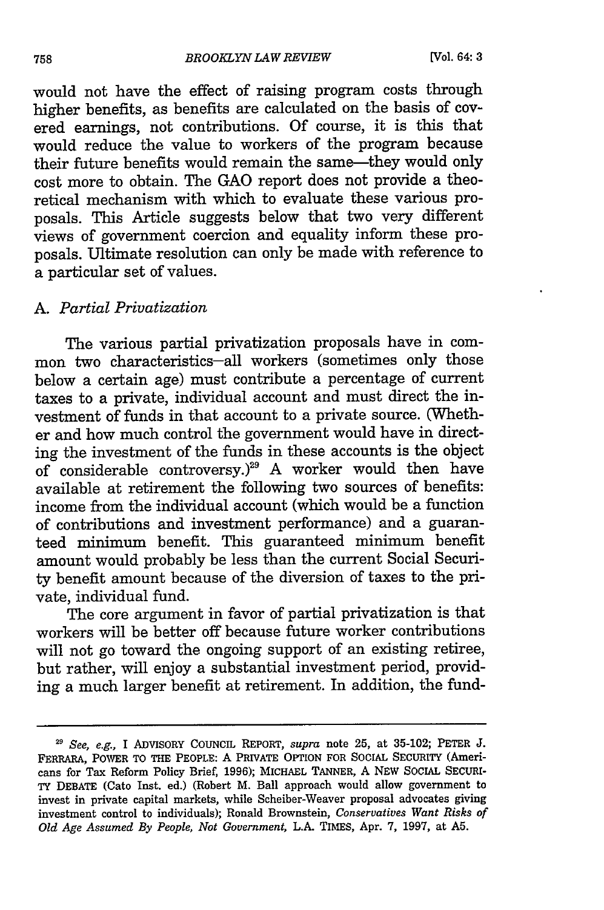would not have the effect of raising program costs through higher benefits, as benefits are calculated on the basis of covered earnings, not contributions. Of course, it is this that would reduce the value to workers of the program because their future benefits would remain the same—they would only cost more to obtain. The GAO report does not provide a theoretical mechanism with which to evaluate these various proposals. This Article suggests below that two very different views of government coercion and equality inform these proposals. Ultimate resolution can only be made with reference to a particular set of values.

### A. *Partial Privatization*

The various partial privatization proposals have in common two characteristics–all workers (sometimes only those below a certain age) must contribute a percentage of current taxes to a private, individual account and must direct the investment of funds in that account to a private source. (Whether and how much control the government would have in directing the investment of the funds in these accounts is the object of considerable controversy.)[29] A worker would then have available at retirement the following two sources of benefits: income from the individual account (which would be a function of contributions and investment performance) and a guaranteed minimum benefit. This guaranteed minimum benefit amount would probably be less than the current Social Security benefit amount because of the diversion of taxes to the private, individual fund.

The core argument in favor of partial privatization is that workers will be better off because future worker contributions will not go toward the ongoing support of an existing retiree, but rather, will enjoy a substantial investment period, providing a much larger benefit at retirement. In addition, the fund-

---

[29] *See, e.g.,* I ADVISORY COUNCIL REPORT, *supra* note 25, at 35-102; PETER J. FERRARA, POWER TO THE PEOPLE: A PRIVATE OPTION FOR SOCIAL SECURITY (Americans for Tax Reform Policy Brief, 1996); MICHAEL TANNER, A NEW SOCIAL SECURITY DEBATE (Cato Inst. ed.) (Robert M. Ball approach would allow government to invest in private capital markets, while Scheiber-Weaver proposal advocates giving investment control to individuals); Ronald Brownstein, *Conservatives Want Risks of Old Age Assumed By People, Not Government,* L.A. TIMES, Apr. 7, 1997, at A5.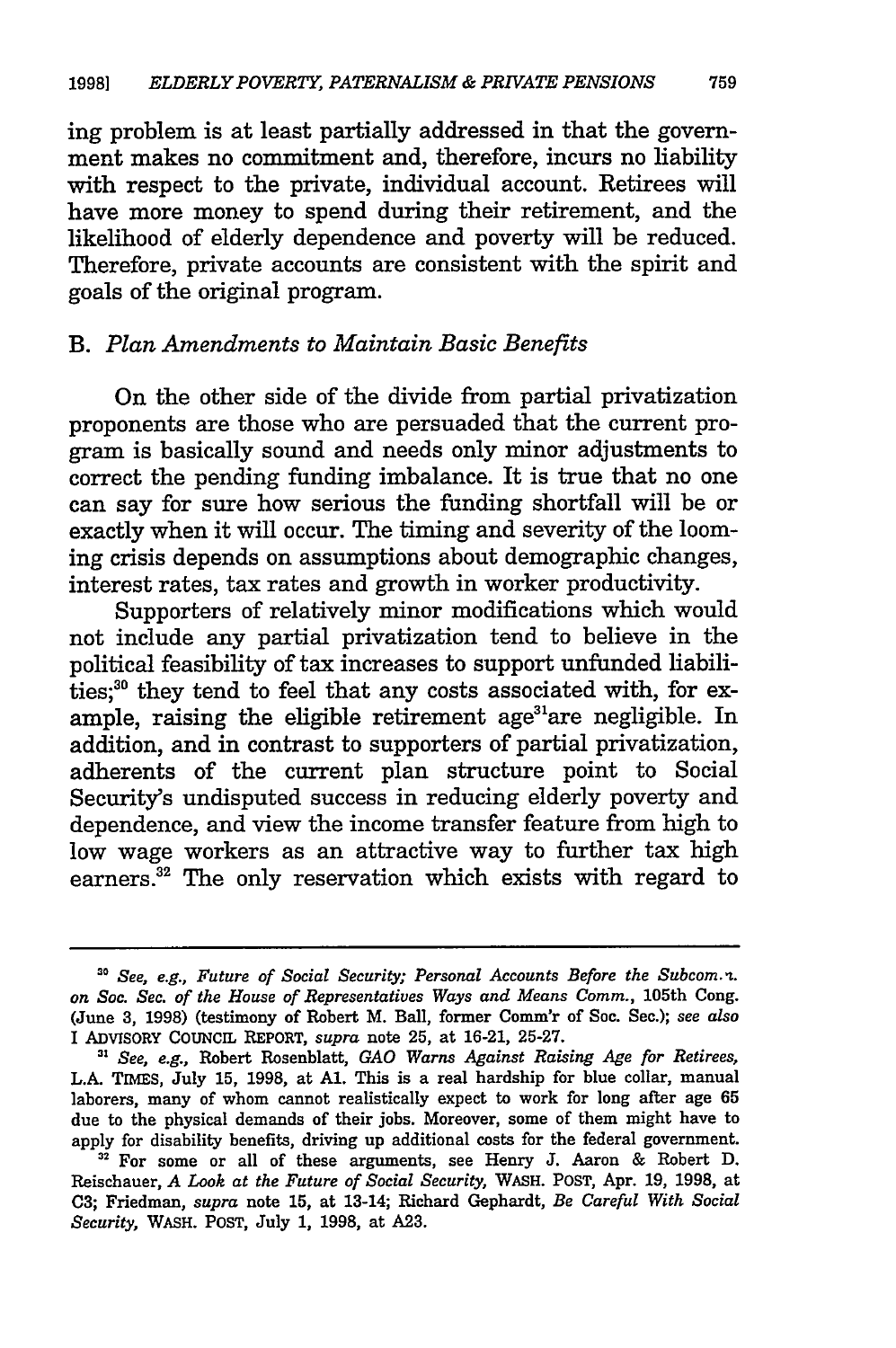ing problem is at least partially addressed in that the government makes no commitment and, therefore, incurs no liability with respect to the private, individual account. Retirees will have more money to spend during their retirement, and the likelihood of elderly dependence and poverty will be reduced. Therefore, private accounts are consistent with the spirit and goals of the original program.

### B. *Plan Amendments to Maintain Basic Benefits*

On the other side of the divide from partial privatization proponents are those who are persuaded that the current program is basically sound and needs only minor adjustments to correct the pending funding imbalance. It is true that no one can say for sure how serious the funding shortfall will be or exactly when it will occur. The timing and severity of the looming crisis depends on assumptions about demographic changes, interest rates, tax rates and growth in worker productivity.

Supporters of relatively minor modifications which would not include any partial privatization tend to believe in the political feasibility of tax increases to support unfunded liabilities;[30] they tend to feel that any costs associated with, for example, raising the eligible retirement age[31] are negligible. In addition, and in contrast to supporters of partial privatization, adherents of the current plan structure point to Social Security's undisputed success in reducing elderly poverty and dependence, and view the income transfer feature from high to low wage workers as an attractive way to further tax high earners.[32] The only reservation which exists with regard to

---

[30] *See, e.g., Future of Social Security; Personal Accounts Before the Subcomm. on Soc. Sec. of the House of Representatives Ways and Means Comm.*, 105th Cong. (June 3, 1998) (testimony of Robert M. Ball, former Comm'r of Soc. Sec.); *see also* I ADVISORY COUNCIL REPORT, *supra* note 25, at 16-21, 25-27.

[31] *See, e.g.*, Robert Rosenblatt, *GAO Warns Against Raising Age for Retirees*, L.A. TIMES, July 15, 1998, at A1. This is a real hardship for blue collar, manual laborers, many of whom cannot realistically expect to work for long after age 65 due to the physical demands of their jobs. Moreover, some of them might have to apply for disability benefits, driving up additional costs for the federal government.

[32] For some or all of these arguments, see Henry J. Aaron & Robert D. Reischauer, *A Look at the Future of Social Security*, WASH. POST, Apr. 19, 1998, at C3; Friedman, *supra* note 15, at 13-14; Richard Gephardt, *Be Careful With Social Security*, WASH. POST, July 1, 1998, at A23.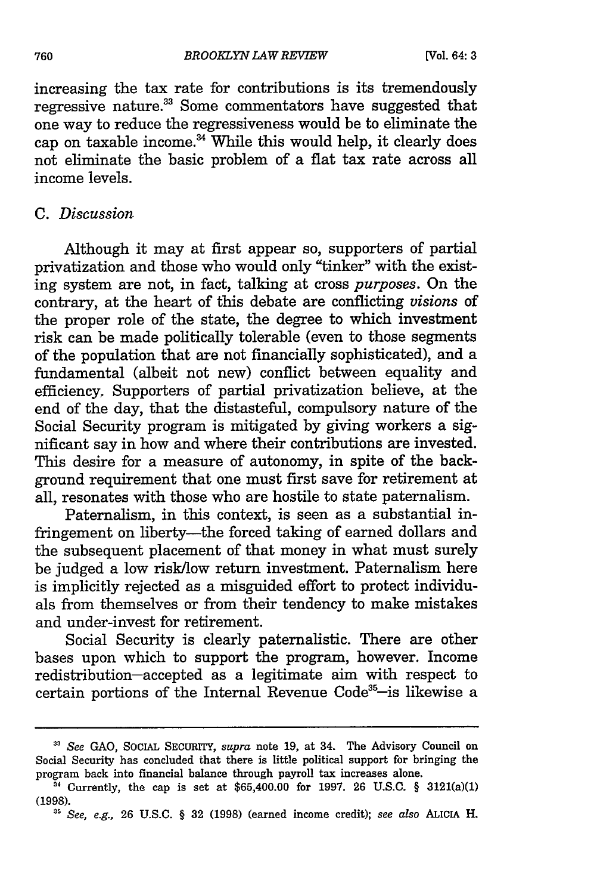increasing the tax rate for contributions is its tremendously regressive nature.[33] Some commentators have suggested that one way to reduce the regressiveness would be to eliminate the cap on taxable income.[34] While this would help, it clearly does not eliminate the basic problem of a flat tax rate across all income levels.

### C. *Discussion*

Although it may at first appear so, supporters of partial privatization and those who would only "tinker" with the existing system are not, in fact, talking at cross *purposes*. On the contrary, at the heart of this debate are conflicting *visions* of the proper role of the state, the degree to which investment risk can be made politically tolerable (even to those segments of the population that are not financially sophisticated), and a fundamental (albeit not new) conflict between equality and efficiency. Supporters of partial privatization believe, at the end of the day, that the distasteful, compulsory nature of the Social Security program is mitigated by giving workers a significant say in how and where their contributions are invested. This desire for a measure of autonomy, in spite of the background requirement that one must first save for retirement at all, resonates with those who are hostile to state paternalism.

Paternalism, in this context, is seen as a substantial infringement on liberty—the forced taking of earned dollars and the subsequent placement of that money in what must surely be judged a low risk/low return investment. Paternalism here is implicitly rejected as a misguided effort to protect individuals from themselves or from their tendency to make mistakes and under-invest for retirement.

Social Security is clearly paternalistic. There are other bases upon which to support the program, however. Income redistribution—accepted as a legitimate aim with respect to certain portions of the Internal Revenue Code[35]—is likewise a

---

[33] *See* GAO, SOCIAL SECURITY, *supra* note 19, at 34. The Advisory Council on Social Security has concluded that there is little political support for bringing the program back into financial balance through payroll tax increases alone.

[34] Currently, the cap is set at $65,400.00 for 1997. 26 U.S.C. § 3121(a)(1) (1998).

[35] *See, e.g.*, 26 U.S.C. § 32 (1998) (earned income credit); *see also* ALICIA H.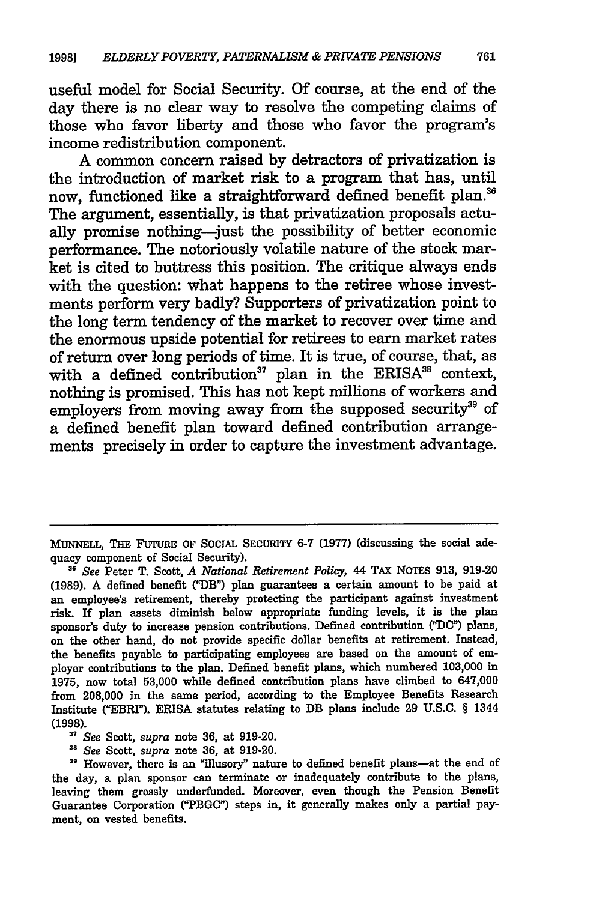useful model for Social Security. Of course, at the end of the day there is no clear way to resolve the competing claims of those who favor liberty and those who favor the program's income redistribution component.

A common concern raised by detractors of privatization is the introduction of market risk to a program that has, until now, functioned like a straightforward defined benefit plan.[36] The argument, essentially, is that privatization proposals actually promise nothing—just the possibility of better economic performance. The notoriously volatile nature of the stock market is cited to buttress this position. The critique always ends with the question: what happens to the retiree whose investments perform very badly? Supporters of privatization point to the long term tendency of the market to recover over time and the enormous upside potential for retirees to earn market rates of return over long periods of time. It is true, of course, that, as with a defined contribution[37] plan in the ERISA[38] context, nothing is promised. This has not kept millions of workers and employers from moving away from the supposed security[39] of a defined benefit plan toward defined contribution arrangements precisely in order to capture the investment advantage.

---

MUNNELL, THE FUTURE OF SOCIAL SECURITY 6-7 (1977) (discussing the social adequacy component of Social Security).

[36] *See* Peter T. Scott, *A National Retirement Policy*, 44 TAX NOTES 913, 919-20 (1989). A defined benefit ("DB") plan guarantees a certain amount to be paid at an employee's retirement, thereby protecting the participant against investment risk. If plan assets diminish below appropriate funding levels, it is the plan sponsor's duty to increase pension contributions. Defined contribution ("DC") plans, on the other hand, do not provide specific dollar benefits at retirement. Instead, the benefits payable to participating employees are based on the amount of employer contributions to the plan. Defined benefit plans, which numbered 103,000 in 1975, now total 53,000 while defined contribution plans have climbed to 647,000 from 208,000 in the same period, according to the Employee Benefits Research Institute ("EBRI"). ERISA statutes relating to DB plans include 29 U.S.C. § 1344 (1998).

[37] *See* Scott, *supra* note 36, at 919-20.

[38] *See* Scott, *supra* note 36, at 919-20.

[39] However, there is an "illusory" nature to defined benefit plans—at the end of the day, a plan sponsor can terminate or inadequately contribute to the plans, leaving them grossly underfunded. Moreover, even though the Pension Benefit Guarantee Corporation ("PBGC") steps in, it generally makes only a partial payment, on vested benefits.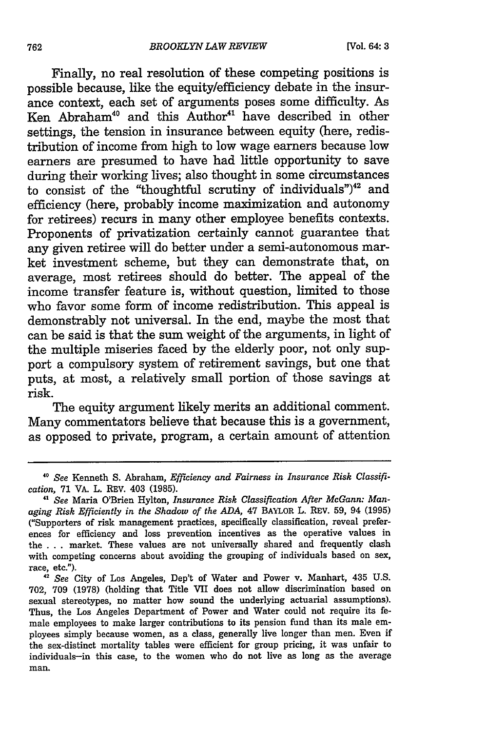Finally, no real resolution of these competing positions is possible because, like the equity/efficiency debate in the insurance context, each set of arguments poses some difficulty. As Ken Abraham[40] and this Author[41] have described in other settings, the tension in insurance between equity (here, redistribution of income from high to low wage earners because low earners are presumed to have had little opportunity to save during their working lives; also thought in some circumstances to consist of the "thoughtful scrutiny of individuals")[42] and efficiency (here, probably income maximization and autonomy for retirees) recurs in many other employee benefits contexts. Proponents of privatization certainly cannot guarantee that any given retiree will do better under a semi-autonomous market investment scheme, but they can demonstrate that, on average, most retirees should do better. The appeal of the income transfer feature is, without question, limited to those who favor some form of income redistribution. This appeal is demonstrably not universal. In the end, maybe the most that can be said is that the sum weight of the arguments, in light of the multiple miseries faced by the elderly poor, not only support a compulsory system of retirement savings, but one that puts, at most, a relatively small portion of those savings at risk.

The equity argument likely merits an additional comment. Many commentators believe that because this is a government, as opposed to private, program, a certain amount of attention

---

[40] *See* Kenneth S. Abraham, *Efficiency and Fairness in Insurance Risk Classification*, 71 VA. L. REV. 403 (1985).

[41] *See* Maria O'Brien Hylton, *Insurance Risk Classification After McGann: Managing Risk Efficiently in the Shadow of the ADA*, 47 BAYLOR L. REV. 59, 94 (1995) ("Supporters of risk management practices, specifically classification, reveal preferences for efficiency and loss prevention incentives as the operative values in the . . . market. These values are not universally shared and frequently clash with competing concerns about avoiding the grouping of individuals based on sex, race, etc.").

[42] *See* City of Los Angeles, Dep't of Water and Power v. Manhart, 435 U.S. 702, 709 (1978) (holding that Title VII does not allow discrimination based on sexual stereotypes, no matter how sound the underlying actuarial assumptions). Thus, the Los Angeles Department of Power and Water could not require its female employees to make larger contributions to its pension fund than its male employees simply because women, as a class, generally live longer than men. Even if the sex-distinct mortality tables were efficient for group pricing, it was unfair to individuals–in this case, to the women who do not live as long as the average man.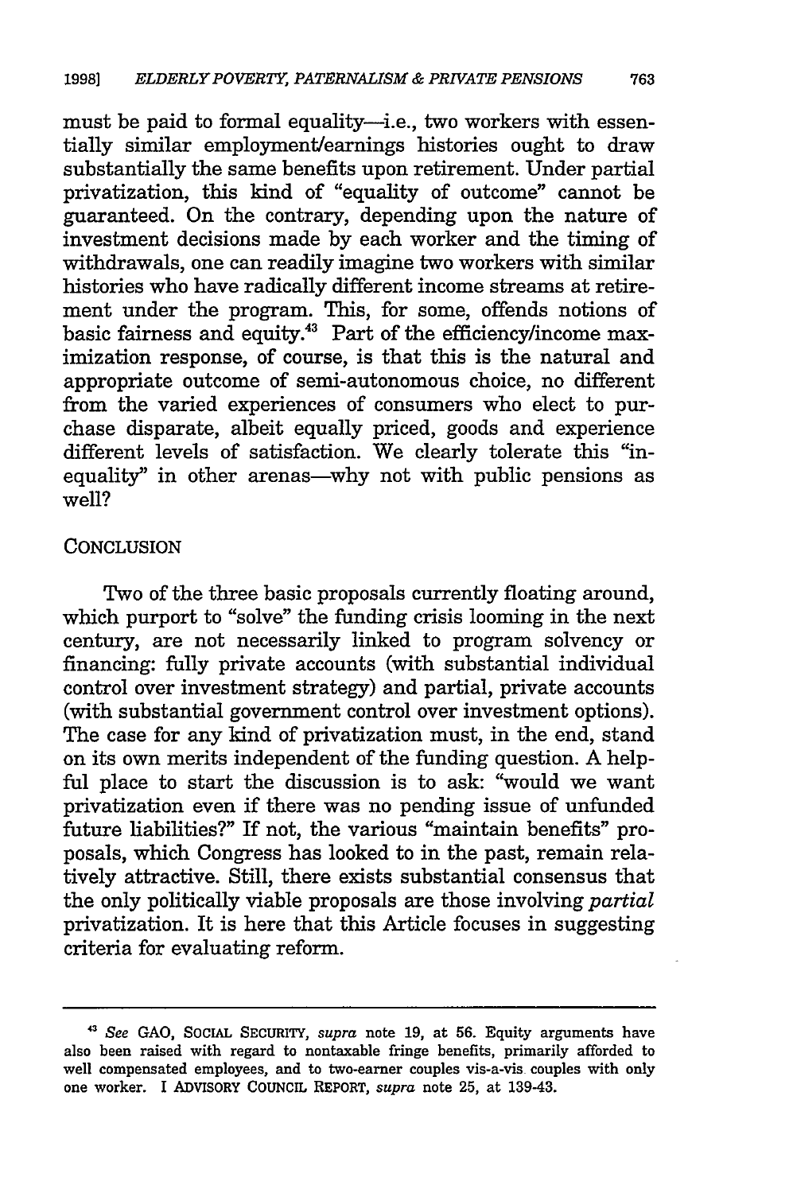must be paid to formal equality—i.e., two workers with essentially similar employment/earnings histories ought to draw substantially the same benefits upon retirement. Under partial privatization, this kind of "equality of outcome" cannot be guaranteed. On the contrary, depending upon the nature of investment decisions made by each worker and the timing of withdrawals, one can readily imagine two workers with similar histories who have radically different income streams at retirement under the program. This, for some, offends notions of basic fairness and equity.[43] Part of the efficiency/income maximization response, of course, is that this is the natural and appropriate outcome of semi-autonomous choice, no different from the varied experiences of consumers who elect to purchase disparate, albeit equally priced, goods and experience different levels of satisfaction. We clearly tolerate this "inequality" in other arenas—why not with public pensions as well?

## CONCLUSION

Two of the three basic proposals currently floating around, which purport to "solve" the funding crisis looming in the next century, are not necessarily linked to program solvency or financing: fully private accounts (with substantial individual control over investment strategy) and partial, private accounts (with substantial government control over investment options). The case for any kind of privatization must, in the end, stand on its own merits independent of the funding question. A helpful place to start the discussion is to ask: "would we want privatization even if there was no pending issue of unfunded future liabilities?" If not, the various "maintain benefits" proposals, which Congress has looked to in the past, remain relatively attractive. Still, there exists substantial consensus that the only politically viable proposals are those involving *partial* privatization. It is here that this Article focuses in suggesting criteria for evaluating reform.

---

[43] *See* GAO, SOCIAL SECURITY, *supra* note 19, at 56. Equity arguments have also been raised with regard to nontaxable fringe benefits, primarily afforded to well compensated employees, and to two-earner couples vis-a-vis couples with only one worker. I ADVISORY COUNCIL REPORT, *supra* note 25, at 139-43.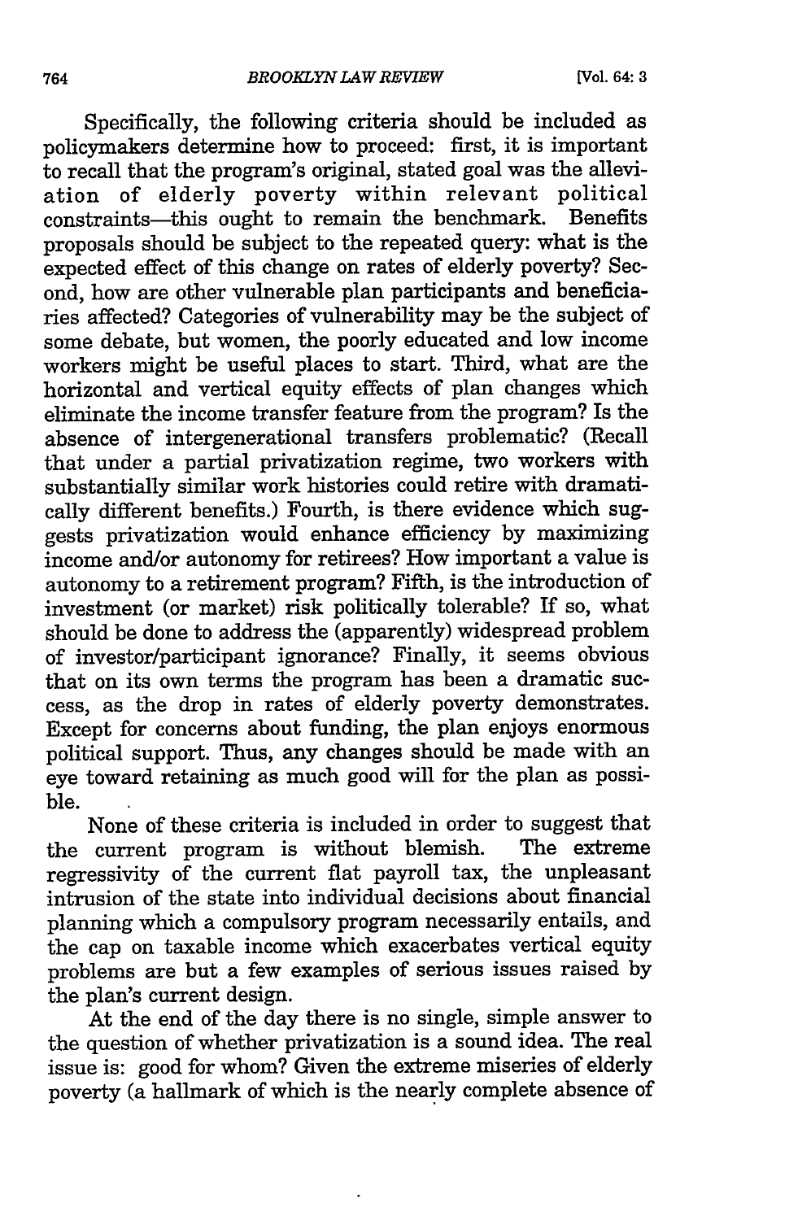Specifically, the following criteria should be included as policymakers determine how to proceed: first, it is important to recall that the program's original, stated goal was the alleviation of elderly poverty within relevant political constraints—this ought to remain the benchmark. Benefits proposals should be subject to the repeated query: what is the expected effect of this change on rates of elderly poverty? Second, how are other vulnerable plan participants and beneficiaries affected? Categories of vulnerability may be the subject of some debate, but women, the poorly educated and low income workers might be useful places to start. Third, what are the horizontal and vertical equity effects of plan changes which eliminate the income transfer feature from the program? Is the absence of intergenerational transfers problematic? (Recall that under a partial privatization regime, two workers with substantially similar work histories could retire with dramatically different benefits.) Fourth, is there evidence which suggests privatization would enhance efficiency by maximizing income and/or autonomy for retirees? How important a value is autonomy to a retirement program? Fifth, is the introduction of investment (or market) risk politically tolerable? If so, what should be done to address the (apparently) widespread problem of investor/participant ignorance? Finally, it seems obvious that on its own terms the program has been a dramatic success, as the drop in rates of elderly poverty demonstrates. Except for concerns about funding, the plan enjoys enormous political support. Thus, any changes should be made with an eye toward retaining as much good will for the plan as possible.

None of these criteria is included in order to suggest that the current program is without blemish. The extreme regressivity of the current flat payroll tax, the unpleasant intrusion of the state into individual decisions about financial planning which a compulsory program necessarily entails, and the cap on taxable income which exacerbates vertical equity problems are but a few examples of serious issues raised by the plan's current design.

At the end of the day there is no single, simple answer to the question of whether privatization is a sound idea. The real issue is: good for whom? Given the extreme miseries of elderly poverty (a hallmark of which is the nearly complete absence of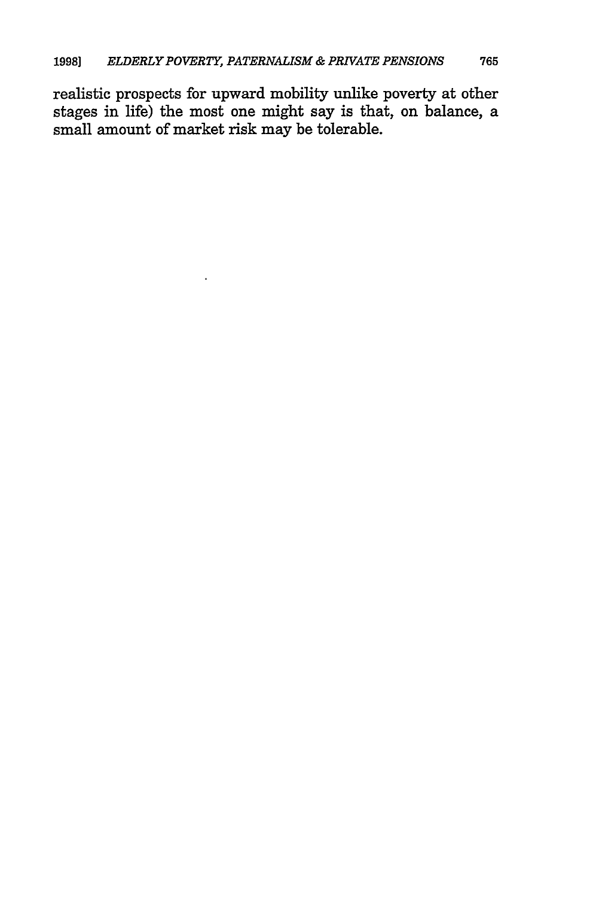realistic prospects for upward mobility unlike poverty at other stages in life) the most one might say is that, on balance, a small amount of market risk may be tolerable.